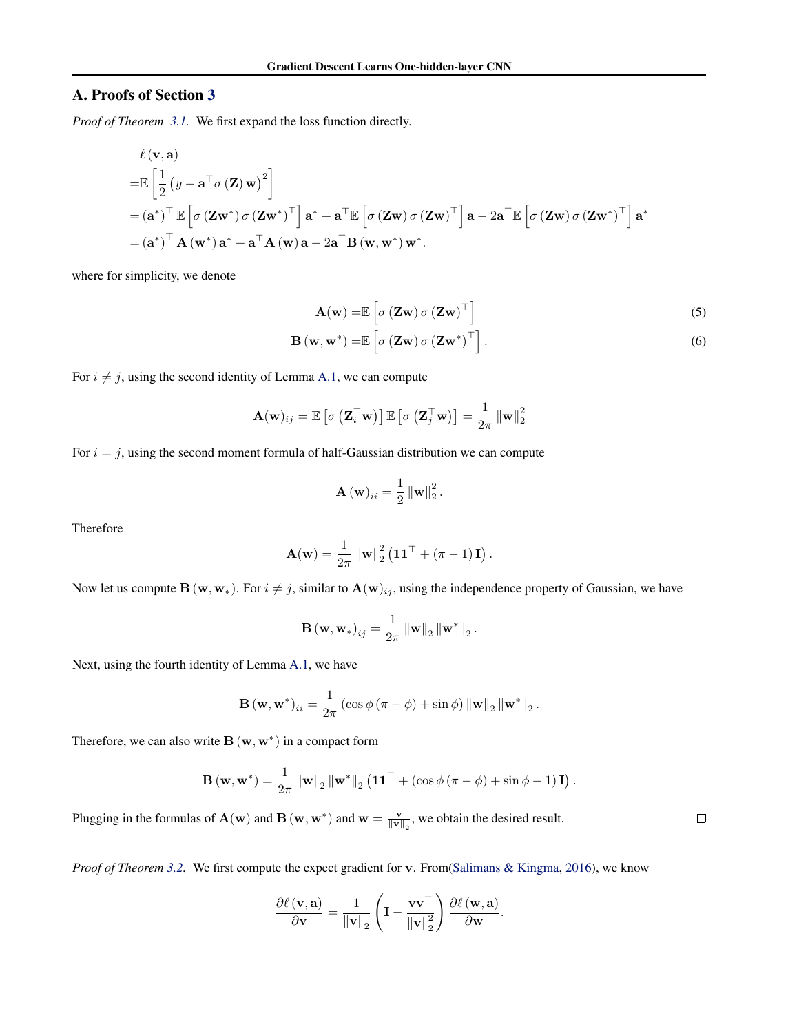## A. Proofs of Section 3

*Proof of Theorem 3.1.* We first expand the loss function directly.

$$
\begin{aligned}
&\ell(\mathbf{v}, \mathbf{a}) \\
=& \mathbb{E}\left[\frac{1}{2}\left(y - \mathbf{a}^\top \sigma(\mathbf{Z})\mathbf{w}\right)^2\right] \\
=& (\mathbf{a}^*)^\top \mathbb{E}\left[\sigma(\mathbf{Z}\mathbf{w}^*)\sigma(\mathbf{Z}\mathbf{w}^*)^\top\right]\mathbf{a}^* + \mathbf{a}^\top \mathbb{E}\left[\sigma(\mathbf{Z}\mathbf{w})\sigma(\mathbf{Z}\mathbf{w})^\top\right]\mathbf{a} - 2\mathbf{a}^\top \mathbb{E}\left[\sigma(\mathbf{Z}\mathbf{w})\sigma(\mathbf{Z}\mathbf{w}^*)^\top\right]\mathbf{a}^* \\
=& (\mathbf{a}^*)^\top \mathbf{A}(\mathbf{w}^*)\mathbf{a}^* + \mathbf{a}^\top \mathbf{A}(\mathbf{w})\mathbf{a} - 2\mathbf{a}^\top \mathbf{B}(\mathbf{w}, \mathbf{w}^*)\mathbf{w}^*.
\end{aligned}
$$

where for simplicity, we denote

$$
\mathbf{A}(\mathbf{w}) = \mathbb{E}\left[\sigma(\mathbf{Z}\mathbf{w})\sigma(\mathbf{Z}\mathbf{w})^\top\right] \tag{5}
$$

$$
\mathbf{B}(\mathbf{w}, \mathbf{w}^*) = \mathbb{E}\left[\sigma(\mathbf{Z}\mathbf{w})\sigma(\mathbf{Z}\mathbf{w}^*)^\top\right]. \tag{6}
$$

For $i \neq j$, using the second identity of Lemma A.1, we can compute

$$
\mathbf{A}(\mathbf{w})_{ij} = \mathbb{E}\left[\sigma\left(\mathbf{Z}_i^\top \mathbf{w}\right)\right]\mathbb{E}\left[\sigma\left(\mathbf{Z}_j^\top \mathbf{w}\right)\right] = \frac{1}{2\pi}\|\mathbf{w}\|_2^2
$$

For $i = j$, using the second moment formula of half-Gaussian distribution we can compute

$$
\mathbf{A}(\mathbf{w})_{ii} = \frac{1}{2}\|\mathbf{w}\|_2^2.
$$

Therefore

$$
\mathbf{A}(\mathbf{w}) = \frac{1}{2\pi}\|\mathbf{w}\|_2^2\left(\mathbf{1}\mathbf{1}^\top + (\pi - 1)\mathbf{I}\right).
$$

Now let us compute $\mathbf{B}(\mathbf{w}, \mathbf{w}_*)$. For $i \neq j$, similar to $\mathbf{A}(\mathbf{w})_{ij}$, using the independence property of Gaussian, we have

$$
\mathbf{B}(\mathbf{w}, \mathbf{w}_*)_{ij} = \frac{1}{2\pi}\|\mathbf{w}\|_2\|\mathbf{w}^*\|_2.
$$

Next, using the fourth identity of Lemma A.1, we have

$$
\mathbf{B}(\mathbf{w}, \mathbf{w}^*)_{ii} = \frac{1}{2\pi}\left(\cos\phi(\pi - \phi) + \sin\phi\right)\|\mathbf{w}\|_2\|\mathbf{w}^*\|_2.
$$

Therefore, we can also write $\mathbf{B}(\mathbf{w}, \mathbf{w}^*)$ in a compact form

$$
\mathbf{B}(\mathbf{w}, \mathbf{w}^*) = \frac{1}{2\pi}\|\mathbf{w}\|_2\|\mathbf{w}^*\|_2\left(\mathbf{1}\mathbf{1}^\top + (\cos\phi(\pi - \phi) + \sin\phi - 1)\mathbf{I}\right).
$$

Plugging in the formulas of $\mathbf{A}(\mathbf{w})$ and $\mathbf{B}(\mathbf{w}, \mathbf{w}^*)$ and $\mathbf{w} = \frac{\mathbf{v}}{\|\mathbf{v}\|_2}$, we obtain the desired result. □

*Proof of Theorem 3.2.* We first compute the expect gradient for $\mathbf{v}$. From(Salimans & Kingma, 2016), we know

$$
\frac{\partial \ell(\mathbf{v}, \mathbf{a})}{\partial \mathbf{v}} = \frac{1}{\|\mathbf{v}\|_2}\left(\mathbf{I} - \frac{\mathbf{v}\mathbf{v}^\top}{\|\mathbf{v}\|_2^2}\right)\frac{\partial \ell(\mathbf{w}, \mathbf{a})}{\partial \mathbf{w}}.
$$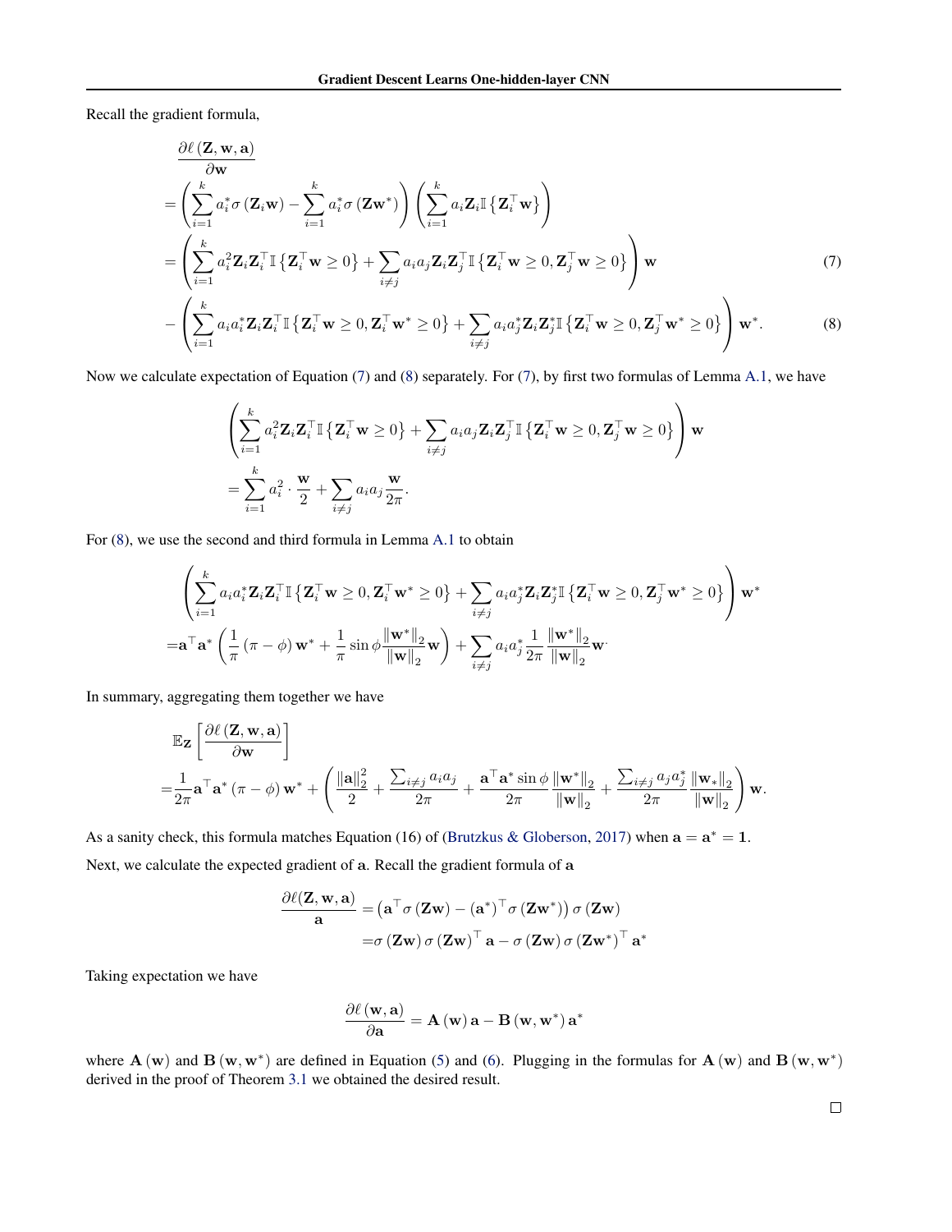Recall the gradient formula,

$$
\begin{aligned}
&\frac{\partial \ell\left(\mathbf{Z}, \mathbf{w}, \mathbf{a}\right)}{\partial \mathbf{w}} \\
=&\left(\sum_{i=1}^{k} a_i^* \sigma\left(\mathbf{Z}_i \mathbf{w}\right) - \sum_{i=1}^{k} a_i^* \sigma\left(\mathbf{Z} \mathbf{w}^*\right)\right)\left(\sum_{i=1}^{k} a_i \mathbf{Z}_i \mathbb{I}\left\{\mathbf{Z}_i^\top \mathbf{w}\right\}\right) \\
=&\left(\sum_{i=1}^{k} a_i^2 \mathbf{Z}_i \mathbf{Z}_i^\top \mathbb{I}\left\{\mathbf{Z}_i^\top \mathbf{w} \geq 0\right\} + \sum_{i \neq j} a_i a_j \mathbf{Z}_i \mathbf{Z}_j^\top \mathbb{I}\left\{\mathbf{Z}_i^\top \mathbf{w} \geq 0, \mathbf{Z}_j^\top \mathbf{w} \geq 0\right\}\right) \mathbf{w} \qquad (7) \\
-&\left(\sum_{i=1}^{k} a_i a_i^* \mathbf{Z}_i \mathbf{Z}_i^\top \mathbb{I}\left\{\mathbf{Z}_i^\top \mathbf{w} \geq 0, \mathbf{Z}_i^\top \mathbf{w}^* \geq 0\right\} + \sum_{i \neq j} a_i a_j^* \mathbf{Z}_i \mathbf{Z}_j^* \mathbb{I}\left\{\mathbf{Z}_i^\top \mathbf{w} \geq 0, \mathbf{Z}_j^\top \mathbf{w}^* \geq 0\right\}\right) \mathbf{w}^*. \qquad (8)
\end{aligned}
$$

Now we calculate expectation of Equation (7) and (8) separately. For (7), by first two formulas of Lemma A.1, we have

$$
\begin{aligned}
&\left(\sum_{i=1}^{k} a_i^2 \mathbf{Z}_i \mathbf{Z}_i^\top \mathbb{I}\left\{\mathbf{Z}_i^\top \mathbf{w} \geq 0\right\} + \sum_{i \neq j} a_i a_j \mathbf{Z}_i \mathbf{Z}_j^\top \mathbb{I}\left\{\mathbf{Z}_i^\top \mathbf{w} \geq 0, \mathbf{Z}_j^\top \mathbf{w} \geq 0\right\}\right) \mathbf{w} \\
=&\sum_{i=1}^{k} a_i^2 \cdot \frac{\mathbf{w}}{2} + \sum_{i \neq j} a_i a_j \frac{\mathbf{w}}{2\pi}.
\end{aligned}
$$

For (8), we use the second and third formula in Lemma A.1 to obtain

$$
\begin{aligned}
&\left(\sum_{i=1}^{k} a_i a_i^* \mathbf{Z}_i \mathbf{Z}_i^\top \mathbb{I}\left\{\mathbf{Z}_i^\top \mathbf{w} \geq 0, \mathbf{Z}_i^\top \mathbf{w}^* \geq 0\right\} + \sum_{i \neq j} a_i a_j^* \mathbf{Z}_i \mathbf{Z}_j^* \mathbb{I}\left\{\mathbf{Z}_i^\top \mathbf{w} \geq 0, \mathbf{Z}_j^\top \mathbf{w}^* \geq 0\right\}\right) \mathbf{w}^* \\
=&\mathbf{a}^\top \mathbf{a}^* \left(\frac{1}{\pi}\left(\pi - \phi\right) \mathbf{w}^* + \frac{1}{\pi} \sin\phi \frac{\left\|\mathbf{w}^*\right\|_2}{\left\|\mathbf{w}\right\|_2} \mathbf{w}\right) + \sum_{i \neq j} a_i a_j^* \frac{1}{2\pi} \frac{\left\|\mathbf{w}^*\right\|_2}{\left\|\mathbf{w}\right\|_2} \mathbf{w}.
\end{aligned}
$$

In summary, aggregating them together we have

$$
\begin{aligned}
&\mathbb{E}_{\mathbf{Z}}\left[\frac{\partial \ell\left(\mathbf{Z}, \mathbf{w}, \mathbf{a}\right)}{\partial \mathbf{w}}\right] \\
=&\frac{1}{2\pi} \mathbf{a}^\top \mathbf{a}^* \left(\pi - \phi\right) \mathbf{w}^* + \left(\frac{\left\|\mathbf{a}\right\|_2^2}{2} + \frac{\sum_{i \neq j} a_i a_j}{2\pi} + \frac{\mathbf{a}^\top \mathbf{a}^* \sin\phi}{2\pi} \frac{\left\|\mathbf{w}^*\right\|_2}{\left\|\mathbf{w}\right\|_2} + \frac{\sum_{i \neq j} a_j a_j^*}{2\pi} \frac{\left\|\mathbf{w}_*\right\|_2}{\left\|\mathbf{w}\right\|_2}\right) \mathbf{w}.
\end{aligned}
$$

As a sanity check, this formula matches Equation (16) of (Brutzkus & Globerson, 2017) when $\mathbf{a} = \mathbf{a}^* = \mathbf{1}$.

Next, we calculate the expected gradient of $\mathbf{a}$. Recall the gradient formula of $\mathbf{a}$

$$
\begin{aligned}
\frac{\partial \ell(\mathbf{Z}, \mathbf{w}, \mathbf{a})}{\mathbf{a}} =& \left(\mathbf{a}^\top \sigma\left(\mathbf{Z} \mathbf{w}\right) - \left(\mathbf{a}^*\right)^\top \sigma\left(\mathbf{Z} \mathbf{w}^*\right)\right) \sigma\left(\mathbf{Z} \mathbf{w}\right) \\
=& \sigma\left(\mathbf{Z} \mathbf{w}\right) \sigma\left(\mathbf{Z} \mathbf{w}\right)^\top \mathbf{a} - \sigma\left(\mathbf{Z} \mathbf{w}\right) \sigma\left(\mathbf{Z} \mathbf{w}^*\right)^\top \mathbf{a}^*
\end{aligned}
$$

Taking expectation we have

$$
\frac{\partial \ell\left(\mathbf{w}, \mathbf{a}\right)}{\partial \mathbf{a}} = \mathbf{A}\left(\mathbf{w}\right) \mathbf{a} - \mathbf{B}\left(\mathbf{w}, \mathbf{w}^*\right) \mathbf{a}^*
$$

where $\mathbf{A}\left(\mathbf{w}\right)$ and $\mathbf{B}\left(\mathbf{w}, \mathbf{w}^*\right)$ are defined in Equation (5) and (6). Plugging in the formulas for $\mathbf{A}\left(\mathbf{w}\right)$ and $\mathbf{B}\left(\mathbf{w}, \mathbf{w}^*\right)$ derived in the proof of Theorem 3.1 we obtained the desired result.

□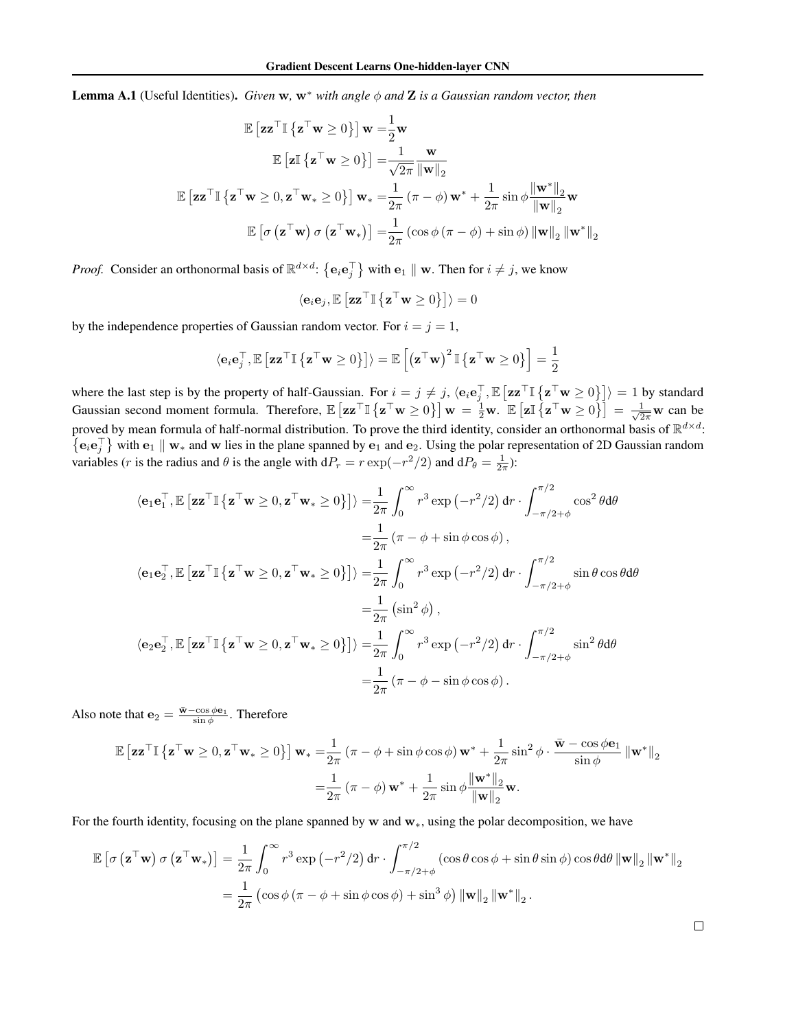**Lemma A.1** (Useful Identities)**.** *Given* $\mathbf{w}$*,* $\mathbf{w}^*$ *with angle* $\phi$ *and* $\mathbf{Z}$ *is a Gaussian random vector, then*

$$
\begin{aligned}
\mathbb{E}\left[\mathbf{z}\mathbf{z}^\top \mathbb{I}\left\{\mathbf{z}^\top \mathbf{w} \geq 0\right\}\right]\mathbf{w} =& \frac{1}{2}\mathbf{w} \\
\mathbb{E}\left[\mathbf{z}\mathbb{I}\left\{\mathbf{z}^\top \mathbf{w} \geq 0\right\}\right] =& \frac{1}{\sqrt{2\pi}}\frac{\mathbf{w}}{\|\mathbf{w}\|_2} \\
\mathbb{E}\left[\mathbf{z}\mathbf{z}^\top \mathbb{I}\left\{\mathbf{z}^\top \mathbf{w} \geq 0, \mathbf{z}^\top \mathbf{w}_* \geq 0\right\}\right]\mathbf{w}_* =& \frac{1}{2\pi}\left(\pi - \phi\right)\mathbf{w}^* + \frac{1}{2\pi}\sin\phi \frac{\|\mathbf{w}^*\|_2}{\|\mathbf{w}\|_2}\mathbf{w} \\
\mathbb{E}\left[\sigma\left(\mathbf{z}^\top \mathbf{w}\right)\sigma\left(\mathbf{z}^\top \mathbf{w}_*\right)\right] =& \frac{1}{2\pi}\left(\cos\phi\left(\pi - \phi\right) + \sin\phi\right)\|\mathbf{w}\|_2\|\mathbf{w}^*\|_2
\end{aligned}
$$

*Proof.* Consider an orthonormal basis of $\mathbb{R}^{d\times d}$: $\left\{\mathbf{e}_i\mathbf{e}_j^\top\right\}$ with $\mathbf{e}_1 \parallel \mathbf{w}$. Then for $i \neq j$, we know

$$
\langle \mathbf{e}_i\mathbf{e}_j, \mathbb{E}\left[\mathbf{z}\mathbf{z}^\top \mathbb{I}\left\{\mathbf{z}^\top \mathbf{w} \geq 0\right\}\right]\rangle = 0
$$

by the independence properties of Gaussian random vector. For $i = j = 1$,

$$
\langle \mathbf{e}_i\mathbf{e}_j^\top, \mathbb{E}\left[\mathbf{z}\mathbf{z}^\top \mathbb{I}\left\{\mathbf{z}^\top \mathbf{w} \geq 0\right\}\right]\rangle = \mathbb{E}\left[\left(\mathbf{z}^\top \mathbf{w}\right)^2 \mathbb{I}\left\{\mathbf{z}^\top \mathbf{w} \geq 0\right\}\right] = \frac{1}{2}
$$

where the last step is by the property of half-Gaussian. For $i = j \neq j$, $\langle \mathbf{e}_i\mathbf{e}_j^\top, \mathbb{E}\left[\mathbf{z}\mathbf{z}^\top \mathbb{I}\left\{\mathbf{z}^\top \mathbf{w} \geq 0\right\}\right]\rangle = 1$ by standard Gaussian second moment formula. Therefore, $\mathbb{E}\left[\mathbf{z}\mathbf{z}^\top \mathbb{I}\left\{\mathbf{z}^\top \mathbf{w} \geq 0\right\}\right]\mathbf{w} = \frac{1}{2}\mathbf{w}$. $\mathbb{E}\left[\mathbf{z}\mathbb{I}\left\{\mathbf{z}^\top \mathbf{w} \geq 0\right\}\right] = \frac{1}{\sqrt{2\pi}}\mathbf{w}$ can be proved by mean formula of half-normal distribution. To prove the third identity, consider an orthonormal basis of $\mathbb{R}^{d\times d}$: $\left\{\mathbf{e}_i\mathbf{e}_j^\top\right\}$ with $\mathbf{e}_1 \parallel \mathbf{w}_*$ and $\mathbf{w}$ lies in the plane spanned by $\mathbf{e}_1$ and $\mathbf{e}_2$. Using the polar representation of 2D Gaussian random variables ($r$ is the radius and $\theta$ is the angle with $\mathrm{d}P_r = r\exp(-r^2/2)$ and $\mathrm{d}P_\theta = \frac{1}{2\pi}$):

$$
\begin{aligned}
\langle \mathbf{e}_1\mathbf{e}_1^\top, \mathbb{E}\left[\mathbf{z}\mathbf{z}^\top \mathbb{I}\left\{\mathbf{z}^\top \mathbf{w} \geq 0, \mathbf{z}^\top \mathbf{w}_* \geq 0\right\}\right]\rangle =& \frac{1}{2\pi}\int_0^\infty r^3\exp\left(-r^2/2\right)\mathrm{d}r \cdot \int_{-\pi/2+\phi}^{\pi/2}\cos^2\theta \mathrm{d}\theta \\
=& \frac{1}{2\pi}\left(\pi - \phi + \sin\phi\cos\phi\right), \\
\langle \mathbf{e}_1\mathbf{e}_2^\top, \mathbb{E}\left[\mathbf{z}\mathbf{z}^\top \mathbb{I}\left\{\mathbf{z}^\top \mathbf{w} \geq 0, \mathbf{z}^\top \mathbf{w}_* \geq 0\right\}\right]\rangle =& \frac{1}{2\pi}\int_0^\infty r^3\exp\left(-r^2/2\right)\mathrm{d}r \cdot \int_{-\pi/2+\phi}^{\pi/2}\sin\theta\cos\theta \mathrm{d}\theta \\
=& \frac{1}{2\pi}\left(\sin^2\phi\right), \\
\langle \mathbf{e}_2\mathbf{e}_2^\top, \mathbb{E}\left[\mathbf{z}\mathbf{z}^\top \mathbb{I}\left\{\mathbf{z}^\top \mathbf{w} \geq 0, \mathbf{z}^\top \mathbf{w}_* \geq 0\right\}\right]\rangle =& \frac{1}{2\pi}\int_0^\infty r^3\exp\left(-r^2/2\right)\mathrm{d}r \cdot \int_{-\pi/2+\phi}^{\pi/2}\sin^2\theta \mathrm{d}\theta \\
=& \frac{1}{2\pi}\left(\pi - \phi - \sin\phi\cos\phi\right).
\end{aligned}
$$

Also note that $\mathbf{e}_2 = \frac{\bar{\mathbf{w}} - \cos\phi\mathbf{e}_1}{\sin\phi}$. Therefore

$$
\begin{aligned}
\mathbb{E}\left[\mathbf{z}\mathbf{z}^\top \mathbb{I}\left\{\mathbf{z}^\top \mathbf{w} \geq 0, \mathbf{z}^\top \mathbf{w}_* \geq 0\right\}\right]\mathbf{w}_* =& \frac{1}{2\pi}\left(\pi - \phi + \sin\phi\cos\phi\right)\mathbf{w}^* + \frac{1}{2\pi}\sin^2\phi \cdot \frac{\bar{\mathbf{w}} - \cos\phi\mathbf{e}_1}{\sin\phi}\|\mathbf{w}^*\|_2 \\
=& \frac{1}{2\pi}\left(\pi - \phi\right)\mathbf{w}^* + \frac{1}{2\pi}\sin\phi\frac{\|\mathbf{w}^*\|_2}{\|\mathbf{w}\|_2}\mathbf{w}.
\end{aligned}
$$

For the fourth identity, focusing on the plane spanned by $\mathbf{w}$ and $\mathbf{w}_*$, using the polar decomposition, we have

$$
\begin{aligned}
\mathbb{E}\left[\sigma\left(\mathbf{z}^\top \mathbf{w}\right)\sigma\left(\mathbf{z}^\top \mathbf{w}_*\right)\right] =& \frac{1}{2\pi}\int_0^\infty r^3\exp\left(-r^2/2\right)\mathrm{d}r \cdot \int_{-\pi/2+\phi}^{\pi/2}\left(\cos\theta\cos\phi + \sin\theta\sin\phi\right)\cos\theta \mathrm{d}\theta \|\mathbf{w}\|_2\|\mathbf{w}^*\|_2 \\
=& \frac{1}{2\pi}\left(\cos\phi\left(\pi - \phi + \sin\phi\cos\phi\right) + \sin^3\phi\right)\|\mathbf{w}\|_2\|\mathbf{w}^*\|_2.
\end{aligned}
$$

$\square$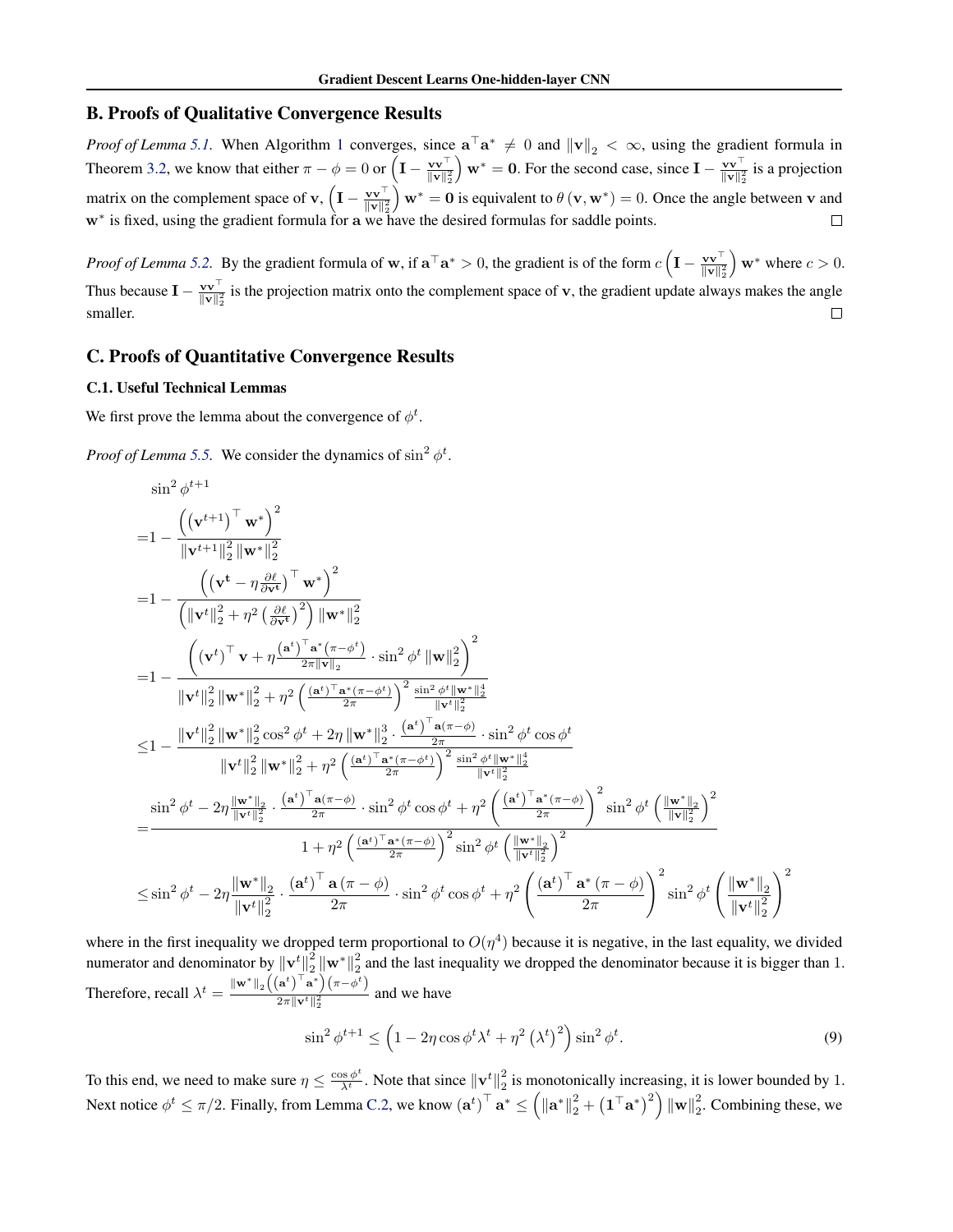## B. Proofs of Qualitative Convergence Results

*Proof of Lemma 5.1.* When Algorithm 1 converges, since $\mathbf{a}^\top \mathbf{a}^* \neq 0$ and $\|\mathbf{v}\|_2 < \infty$, using the gradient formula in Theorem 3.2, we know that either $\pi - \phi = 0$ or $\left(\mathbf{I} - \frac{\mathbf{v}\mathbf{v}^\top}{\|\mathbf{v}\|_2^2}\right)\mathbf{w}^* = \mathbf{0}$. For the second case, since $\mathbf{I} - \frac{\mathbf{v}\mathbf{v}^\top}{\|\mathbf{v}\|_2^2}$ is a projection matrix on the complement space of $\mathbf{v}$, $\left(\mathbf{I} - \frac{\mathbf{v}\mathbf{v}^\top}{\|\mathbf{v}\|_2^2}\right)\mathbf{w}^* = \mathbf{0}$ is equivalent to $\theta\left(\mathbf{v}, \mathbf{w}^*\right) = 0$. Once the angle between $\mathbf{v}$ and $\mathbf{w}^*$ is fixed, using the gradient formula for $\mathbf{a}$ we have the desired formulas for saddle points. □

*Proof of Lemma 5.2.* By the gradient formula of $\mathbf{w}$, if $\mathbf{a}^\top \mathbf{a}^* > 0$, the gradient is of the form $c\left(\mathbf{I} - \frac{\mathbf{v}\mathbf{v}^\top}{\|\mathbf{v}\|_2^2}\right)\mathbf{w}^*$ where $c > 0$. Thus because $\mathbf{I} - \frac{\mathbf{v}\mathbf{v}^\top}{\|\mathbf{v}\|_2^2}$ is the projection matrix onto the complement space of $\mathbf{v}$, the gradient update always makes the angle smaller. □

## C. Proofs of Quantitative Convergence Results

### C.1. Useful Technical Lemmas

We first prove the lemma about the convergence of $\phi^t$.

*Proof of Lemma 5.5.* We consider the dynamics of $\sin^2 \phi^t$.

$$
\begin{aligned}
&\sin^2 \phi^{t+1} \\
=&1 - \frac{\left(\left(\mathbf{v}^{t+1}\right)^\top \mathbf{w}^*\right)^2}{\left\|\mathbf{v}^{t+1}\right\|_2^2 \left\|\mathbf{w}^*\right\|_2^2} \\
=&1 - \frac{\left(\left(\mathbf{v}^{\mathbf{t}} - \eta \frac{\partial \ell}{\partial \mathbf{v}^{\mathbf{t}}}\right)^\top \mathbf{w}^*\right)^2}{\left(\left\|\mathbf{v}^t\right\|_2^2 + \eta^2 \left(\frac{\partial \ell}{\partial \mathbf{v}^{\mathbf{t}}}\right)^2\right)\left\|\mathbf{w}^*\right\|_2^2} \\
=&1 - \frac{\left(\left(\mathbf{v}^t\right)^\top \mathbf{v} + \eta \frac{\left(\mathbf{a}^t\right)^\top \mathbf{a}^*\left(\pi - \phi^t\right)}{2\pi \|\mathbf{v}\|_2} \cdot \sin^2 \phi^t \left\|\mathbf{w}\right\|_2^2\right)^2}{\left\|\mathbf{v}^t\right\|_2^2 \left\|\mathbf{w}^*\right\|_2^2 + \eta^2 \left(\frac{\left(\mathbf{a}^t\right)^\top \mathbf{a}^*\left(\pi - \phi^t\right)}{2\pi}\right)^2 \frac{\sin^2 \phi^t \left\|\mathbf{w}^*\right\|_2^4}{\left\|\mathbf{v}^t\right\|_2^2}} \\
\leq&1 - \frac{\left\|\mathbf{v}^t\right\|_2^2 \left\|\mathbf{w}^*\right\|_2^2 \cos^2 \phi^t + 2\eta \left\|\mathbf{w}^*\right\|_2^3 \cdot \frac{\left(\mathbf{a}^t\right)^\top \mathbf{a}(\pi - \phi)}{2\pi} \cdot \sin^2 \phi^t \cos \phi^t}{\left\|\mathbf{v}^t\right\|_2^2 \left\|\mathbf{w}^*\right\|_2^2 + \eta^2 \left(\frac{\left(\mathbf{a}^t\right)^\top \mathbf{a}^*\left(\pi - \phi^t\right)}{2\pi}\right)^2 \frac{\sin^2 \phi^t \left\|\mathbf{w}^*\right\|_2^4}{\left\|\mathbf{v}^t\right\|_2^2}} \\
=&\frac{\sin^2 \phi^t - 2\eta \frac{\left\|\mathbf{w}^*\right\|_2}{\left\|\mathbf{v}^t\right\|_2^2} \cdot \frac{\left(\mathbf{a}^t\right)^\top \mathbf{a}(\pi - \phi)}{2\pi} \cdot \sin^2 \phi^t \cos \phi^t + \eta^2 \left(\frac{\left(\mathbf{a}^t\right)^\top \mathbf{a}^*(\pi - \phi)}{2\pi}\right)^2 \sin^2 \phi^t \left(\frac{\left\|\mathbf{w}^*\right\|_2}{\left\|\mathbf{v}\right\|_2^2}\right)^2}{1 + \eta^2 \left(\frac{\left(\mathbf{a}^t\right)^\top \mathbf{a}^*\left(\pi - \phi^t\right)}{2\pi}\right)^2 \sin^2 \phi^t \left(\frac{\left\|\mathbf{w}^*\right\|_2}{\left\|\mathbf{v}^t\right\|_2^2}\right)^2} \\
\leq&\sin^2 \phi^t - 2\eta \frac{\left\|\mathbf{w}^*\right\|_2}{\left\|\mathbf{v}^t\right\|_2^2} \cdot \frac{\left(\mathbf{a}^t\right)^\top \mathbf{a}\left(\pi - \phi\right)}{2\pi} \cdot \sin^2 \phi^t \cos \phi^t + \eta^2 \left(\frac{\left(\mathbf{a}^t\right)^\top \mathbf{a}^*\left(\pi - \phi\right)}{2\pi}\right)^2 \sin^2 \phi^t \left(\frac{\left\|\mathbf{w}^*\right\|_2}{\left\|\mathbf{v}^t\right\|_2^2}\right)^2
\end{aligned}
$$

where in the first inequality we dropped term proportional to $O(\eta^4)$ because it is negative, in the last equality, we divided numerator and denominator by $\left\|\mathbf{v}^t\right\|_2^2 \left\|\mathbf{w}^*\right\|_2^2$ and the last inequality we dropped the denominator because it is bigger than 1. Therefore, recall $\lambda^t = \frac{\left\|\mathbf{w}^*\right\|_2 \left(\left(\mathbf{a}^t\right)^\top \mathbf{a}^*\right)\left(\pi - \phi^t\right)}{2\pi \left\|\mathbf{v}^t\right\|_2^2}$ and we have

$$
\sin^2 \phi^{t+1} \leq \left(1 - 2\eta \cos \phi^t \lambda^t + \eta^2 \left(\lambda^t\right)^2\right) \sin^2 \phi^t. \tag{9}
$$

To this end, we need to make sure $\eta \leq \frac{\cos \phi^t}{\lambda^t}$. Note that since $\left\|\mathbf{v}^t\right\|_2^2$ is monotonically increasing, it is lower bounded by 1. Next notice $\phi^t \leq \pi/2$. Finally, from Lemma C.2, we know $\left(\mathbf{a}^t\right)^\top \mathbf{a}^* \leq \left(\left\|\mathbf{a}^*\right\|_2^2 + \left(\mathbf{1}^\top \mathbf{a}^*\right)^2\right)\left\|\mathbf{w}\right\|_2^2$. Combining these, we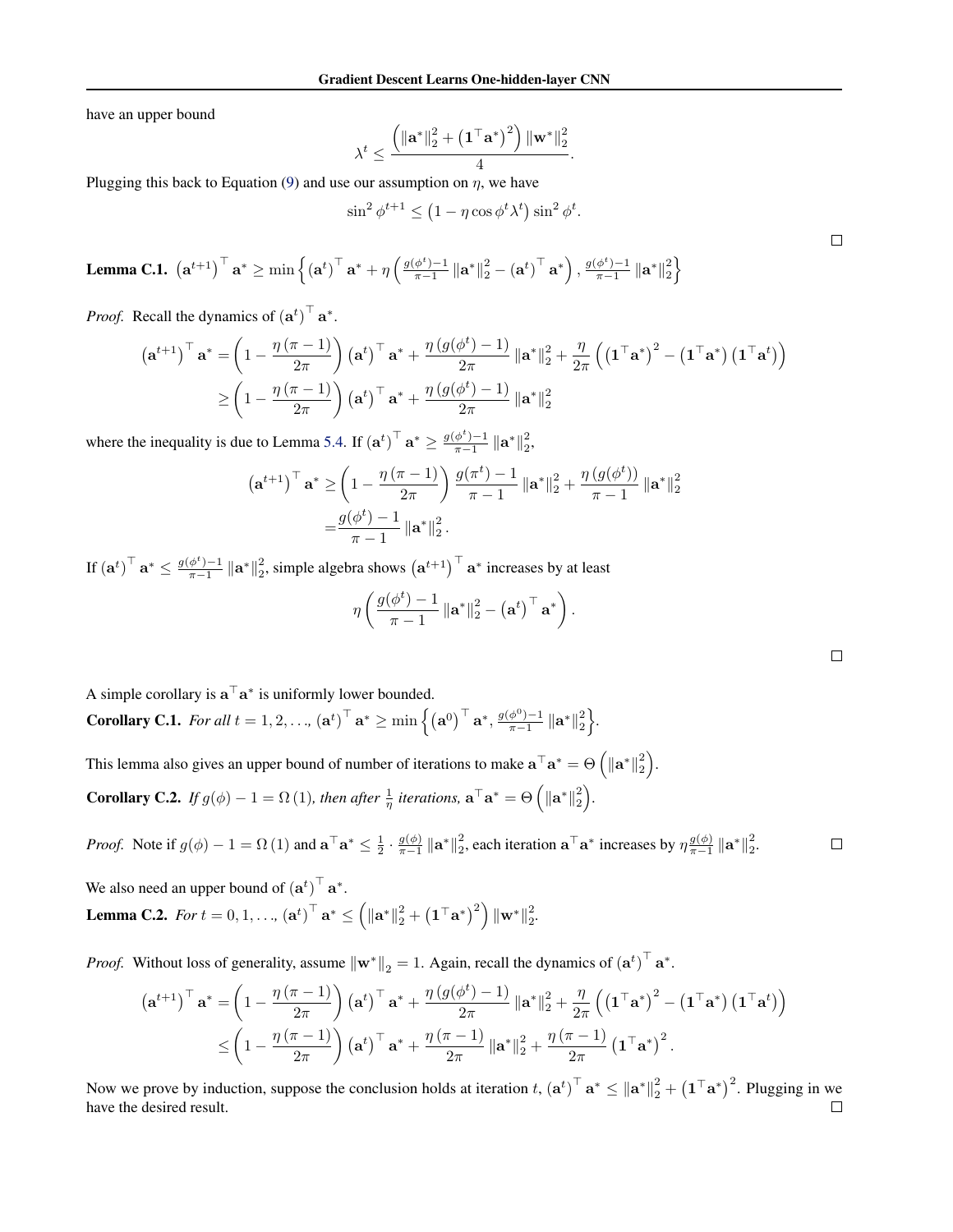have an upper bound

$$\lambda^t \leq \frac{\left(\|\mathbf{a}^*\|_2^2 + \left(\mathbf{1}^\top \mathbf{a}^*\right)^2\right)\|\mathbf{w}^*\|_2^2}{4}.$$

Plugging this back to Equation (9) and use our assumption on $\eta$, we have

$$\sin^2 \phi^{t+1} \leq \left(1 - \eta \cos \phi^t \lambda^t\right) \sin^2 \phi^t.$$

□

**Lemma C.1.** $\left(\mathbf{a}^{t+1}\right)^\top \mathbf{a}^* \geq \min\left\{\left(\mathbf{a}^t\right)^\top \mathbf{a}^* + \eta\left(\frac{g(\phi^t)-1}{\pi-1}\|\mathbf{a}^*\|_2^2 - \left(\mathbf{a}^t\right)^\top \mathbf{a}^*\right), \frac{g(\phi^t)-1}{\pi-1}\|\mathbf{a}^*\|_2^2\right\}$

*Proof.* Recall the dynamics of $\left(\mathbf{a}^t\right)^\top \mathbf{a}^*$.

$$\begin{aligned}
\left(\mathbf{a}^{t+1}\right)^\top \mathbf{a}^* &= \left(1 - \frac{\eta(\pi-1)}{2\pi}\right)\left(\mathbf{a}^t\right)^\top \mathbf{a}^* + \frac{\eta\left(g(\phi^t)-1\right)}{2\pi}\|\mathbf{a}^*\|_2^2 + \frac{\eta}{2\pi}\left(\left(\mathbf{1}^\top \mathbf{a}^*\right)^2 - \left(\mathbf{1}^\top \mathbf{a}^*\right)\left(\mathbf{1}^\top \mathbf{a}^t\right)\right) \\
&\geq \left(1 - \frac{\eta(\pi-1)}{2\pi}\right)\left(\mathbf{a}^t\right)^\top \mathbf{a}^* + \frac{\eta\left(g(\phi^t)-1\right)}{2\pi}\|\mathbf{a}^*\|_2^2
\end{aligned}$$

where the inequality is due to Lemma 5.4. If $\left(\mathbf{a}^t\right)^\top \mathbf{a}^* \geq \frac{g(\phi^t)-1}{\pi-1}\|\mathbf{a}^*\|_2^2$,

$$\begin{aligned}
\left(\mathbf{a}^{t+1}\right)^\top \mathbf{a}^* \geq& \left(1 - \frac{\eta(\pi-1)}{2\pi}\right)\frac{g(\pi^t)-1}{\pi-1}\|\mathbf{a}^*\|_2^2 + \frac{\eta\left(g(\phi^t)\right)}{\pi-1}\|\mathbf{a}^*\|_2^2 \\
=& \frac{g(\phi^t)-1}{\pi-1}\|\mathbf{a}^*\|_2^2.
\end{aligned}$$

If $\left(\mathbf{a}^t\right)^\top \mathbf{a}^* \leq \frac{g(\phi^t)-1}{\pi-1}\|\mathbf{a}^*\|_2^2$, simple algebra shows $\left(\mathbf{a}^{t+1}\right)^\top \mathbf{a}^*$ increases by at least

$$\eta\left(\frac{g(\phi^t)-1}{\pi-1}\|\mathbf{a}^*\|_2^2 - \left(\mathbf{a}^t\right)^\top \mathbf{a}^*\right).$$

□

A simple corollary is $\mathbf{a}^\top \mathbf{a}^*$ is uniformly lower bounded.

**Corollary C.1.** *For all $t = 1, 2, \ldots$, $\left(\mathbf{a}^t\right)^\top \mathbf{a}^* \geq \min\left\{\left(\mathbf{a}^0\right)^\top \mathbf{a}^*, \frac{g(\phi^0)-1}{\pi-1}\|\mathbf{a}^*\|_2^2\right\}$.*

This lemma also gives an upper bound of number of iterations to make $\mathbf{a}^\top \mathbf{a}^* = \Theta\left(\|\mathbf{a}^*\|_2^2\right)$.

**Corollary C.2.** *If $g(\phi) - 1 = \Omega(1)$, then after $\frac{1}{\eta}$ iterations, $\mathbf{a}^\top \mathbf{a}^* = \Theta\left(\|\mathbf{a}^*\|_2^2\right)$.*

*Proof.* Note if $g(\phi) - 1 = \Omega(1)$ and $\mathbf{a}^\top \mathbf{a}^* \leq \frac{1}{2} \cdot \frac{g(\phi)}{\pi-1}\|\mathbf{a}^*\|_2^2$, each iteration $\mathbf{a}^\top \mathbf{a}^*$ increases by $\eta \frac{g(\phi)}{\pi-1}\|\mathbf{a}^*\|_2^2$. □

We also need an upper bound of $\left(\mathbf{a}^t\right)^\top \mathbf{a}^*$.

**Lemma C.2.** *For $t = 0, 1, \ldots$, $\left(\mathbf{a}^t\right)^\top \mathbf{a}^* \leq \left(\|\mathbf{a}^*\|_2^2 + \left(\mathbf{1}^\top \mathbf{a}^*\right)^2\right)\|\mathbf{w}^*\|_2^2$.*

*Proof.* Without loss of generality, assume $\|\mathbf{w}^*\|_2 = 1$. Again, recall the dynamics of $\left(\mathbf{a}^t\right)^\top \mathbf{a}^*$.

$$\begin{aligned}
\left(\mathbf{a}^{t+1}\right)^\top \mathbf{a}^* &= \left(1 - \frac{\eta(\pi-1)}{2\pi}\right)\left(\mathbf{a}^t\right)^\top \mathbf{a}^* + \frac{\eta\left(g(\phi^t)-1\right)}{2\pi}\|\mathbf{a}^*\|_2^2 + \frac{\eta}{2\pi}\left(\left(\mathbf{1}^\top \mathbf{a}^*\right)^2 - \left(\mathbf{1}^\top \mathbf{a}^*\right)\left(\mathbf{1}^\top \mathbf{a}^t\right)\right) \\
&\leq \left(1 - \frac{\eta(\pi-1)}{2\pi}\right)\left(\mathbf{a}^t\right)^\top \mathbf{a}^* + \frac{\eta(\pi-1)}{2\pi}\|\mathbf{a}^*\|_2^2 + \frac{\eta(\pi-1)}{2\pi}\left(\mathbf{1}^\top \mathbf{a}^*\right)^2.
\end{aligned}$$

Now we prove by induction, suppose the conclusion holds at iteration $t$, $\left(\mathbf{a}^t\right)^\top \mathbf{a}^* \leq \|\mathbf{a}^*\|_2^2 + \left(\mathbf{1}^\top \mathbf{a}^*\right)^2$. Plugging in we have the desired result. □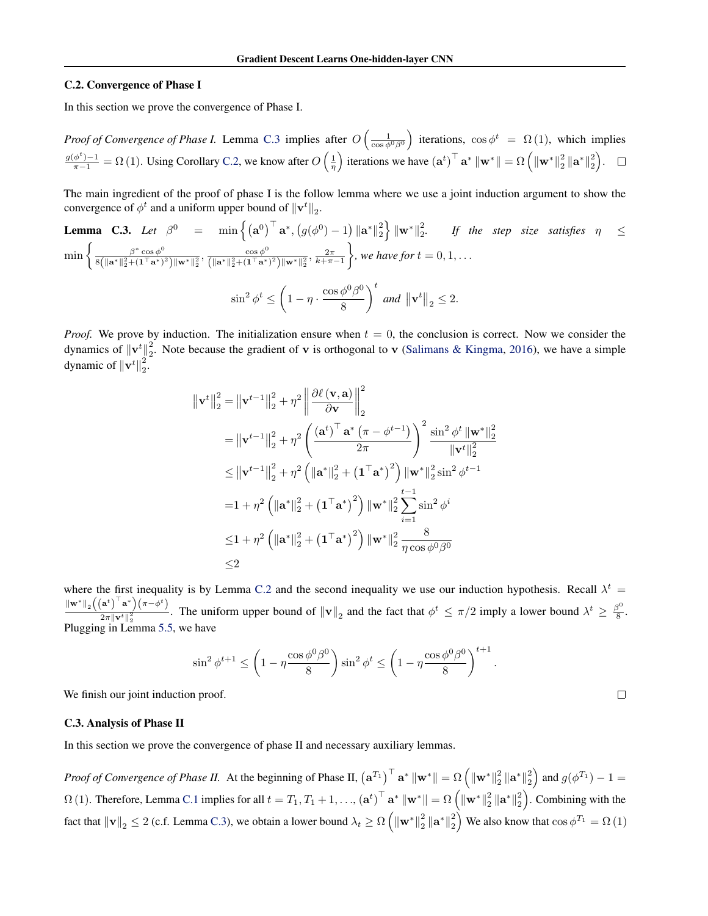### C.2. Convergence of Phase I

In this section we prove the convergence of Phase I.

*Proof of Convergence of Phase I.* Lemma C.3 implies after $O\left(\frac{1}{\cos\phi^0\beta^0}\right)$ iterations, $\cos\phi^t = \Omega(1)$, which implies $\frac{g(\phi^t)-1}{\pi-1} = \Omega(1)$. Using Corollary C.2, we know after $O\left(\frac{1}{\eta}\right)$ iterations we have $\left(\mathbf{a}^t\right)^\top \mathbf{a}^* \left\|\mathbf{w}^*\right\| = \Omega\left(\left\|\mathbf{w}^*\right\|_2^2 \left\|\mathbf{a}^*\right\|_2^2\right)$. $\square$

The main ingredient of the proof of phase I is the follow lemma where we use a joint induction argument to show the convergence of $\phi^t$ and a uniform upper bound of $\|\mathbf{v}^t\|_2$.

**Lemma C.3.** *Let* $\beta^0 = \min\left\{\left(\mathbf{a}^0\right)^\top \mathbf{a}^*, \left(g(\phi^0)-1\right)\left\|\mathbf{a}^*\right\|_2^2\right\}\left\|\mathbf{w}^*\right\|_2^2$. *If the step size satisfies* $\eta \leq \min\left\{\frac{\beta^*\cos\phi^0}{8\left(\|\mathbf{a}^*\|_2^2+(\mathbf{1}^\top\mathbf{a}^*)^2\right)\|\mathbf{w}^*\|_2^2}, \frac{\cos\phi^0}{\left(\|\mathbf{a}^*\|_2^2+(\mathbf{1}^\top\mathbf{a}^*)^2\right)\|\mathbf{w}^*\|_2^2}, \frac{2\pi}{k+\pi-1}\right\}$, *we have for* $t = 0, 1, \ldots$

$$\sin^2\phi^t \leq \left(1-\eta\cdot\frac{\cos\phi^0\beta^0}{8}\right)^t \text{ and } \left\|\mathbf{v}^t\right\|_2 \leq 2.$$

*Proof.* We prove by induction. The initialization ensure when $t=0$, the conclusion is correct. Now we consider the dynamics of $\|\mathbf{v}^t\|_2^2$. Note because the gradient of $\mathbf{v}$ is orthogonal to $\mathbf{v}$ (Salimans & Kingma, 2016), we have a simple dynamic of $\|\mathbf{v}^t\|_2^2$.

$$\begin{aligned}
\left\|\mathbf{v}^t\right\|_2^2 &= \left\|\mathbf{v}^{t-1}\right\|_2^2 + \eta^2\left\|\frac{\partial \ell(\mathbf{v},\mathbf{a})}{\partial \mathbf{v}}\right\|_2^2 \\
&= \left\|\mathbf{v}^{t-1}\right\|_2^2 + \eta^2\left(\frac{\left(\mathbf{a}^t\right)^\top\mathbf{a}^*\left(\pi-\phi^{t-1}\right)}{2\pi}\right)^2\frac{\sin^2\phi^t\left\|\mathbf{w}^*\right\|_2^2}{\left\|\mathbf{v}^t\right\|_2^2} \\
&\leq \left\|\mathbf{v}^{t-1}\right\|_2^2 + \eta^2\left(\left\|\mathbf{a}^*\right\|_2^2+\left(\mathbf{1}^\top\mathbf{a}^*\right)^2\right)\left\|\mathbf{w}^*\right\|_2^2\sin^2\phi^{t-1} \\
&= 1 + \eta^2\left(\left\|\mathbf{a}^*\right\|_2^2+\left(\mathbf{1}^\top\mathbf{a}^*\right)^2\right)\left\|\mathbf{w}^*\right\|_2^2\sum_{i=1}^{t-1}\sin^2\phi^i \\
&\leq 1 + \eta^2\left(\left\|\mathbf{a}^*\right\|_2^2+\left(\mathbf{1}^\top\mathbf{a}^*\right)^2\right)\left\|\mathbf{w}^*\right\|_2^2\frac{8}{\eta\cos\phi^0\beta^0} \\
&\leq 2
\end{aligned}$$

where the first inequality is by Lemma C.2 and the second inequality we use our induction hypothesis. Recall $\lambda^t = \frac{\|\mathbf{w}^*\|_2\left(\left(\mathbf{a}^t\right)^\top\mathbf{a}^*\right)\left(\pi-\phi^t\right)}{2\pi\|\mathbf{v}^t\|_2^2}$. The uniform upper bound of $\|\mathbf{v}\|_2$ and the fact that $\phi^t \leq \pi/2$ imply a lower bound $\lambda^t \geq \frac{\beta^0}{8}$. Plugging in Lemma 5.5, we have

$$\sin^2\phi^{t+1} \leq \left(1-\eta\frac{\cos\phi^0\beta^0}{8}\right)\sin^2\phi^t \leq \left(1-\eta\frac{\cos\phi^0\beta^0}{8}\right)^{t+1}.$$

We finish our joint induction proof. $\square$

### C.3. Analysis of Phase II

In this section we prove the convergence of phase II and necessary auxiliary lemmas.

*Proof of Convergence of Phase II.* At the beginning of Phase II, $\left(\mathbf{a}^{T_1}\right)^\top\mathbf{a}^*\left\|\mathbf{w}^*\right\| = \Omega\left(\left\|\mathbf{w}^*\right\|_2^2\left\|\mathbf{a}^*\right\|_2^2\right)$ and $g(\phi^{T_1})-1 = \Omega(1)$. Therefore, Lemma C.1 implies for all $t = T_1, T_1+1, \ldots$, $\left(\mathbf{a}^t\right)^\top\mathbf{a}^*\left\|\mathbf{w}^*\right\| = \Omega\left(\left\|\mathbf{w}^*\right\|_2^2\left\|\mathbf{a}^*\right\|_2^2\right)$. Combining with the fact that $\|\mathbf{v}\|_2 \leq 2$ (c.f. Lemma C.3), we obtain a lower bound $\lambda_t \geq \Omega\left(\left\|\mathbf{w}^*\right\|_2^2\left\|\mathbf{a}^*\right\|_2^2\right)$ We also know that $\cos\phi^{T_1} = \Omega(1)$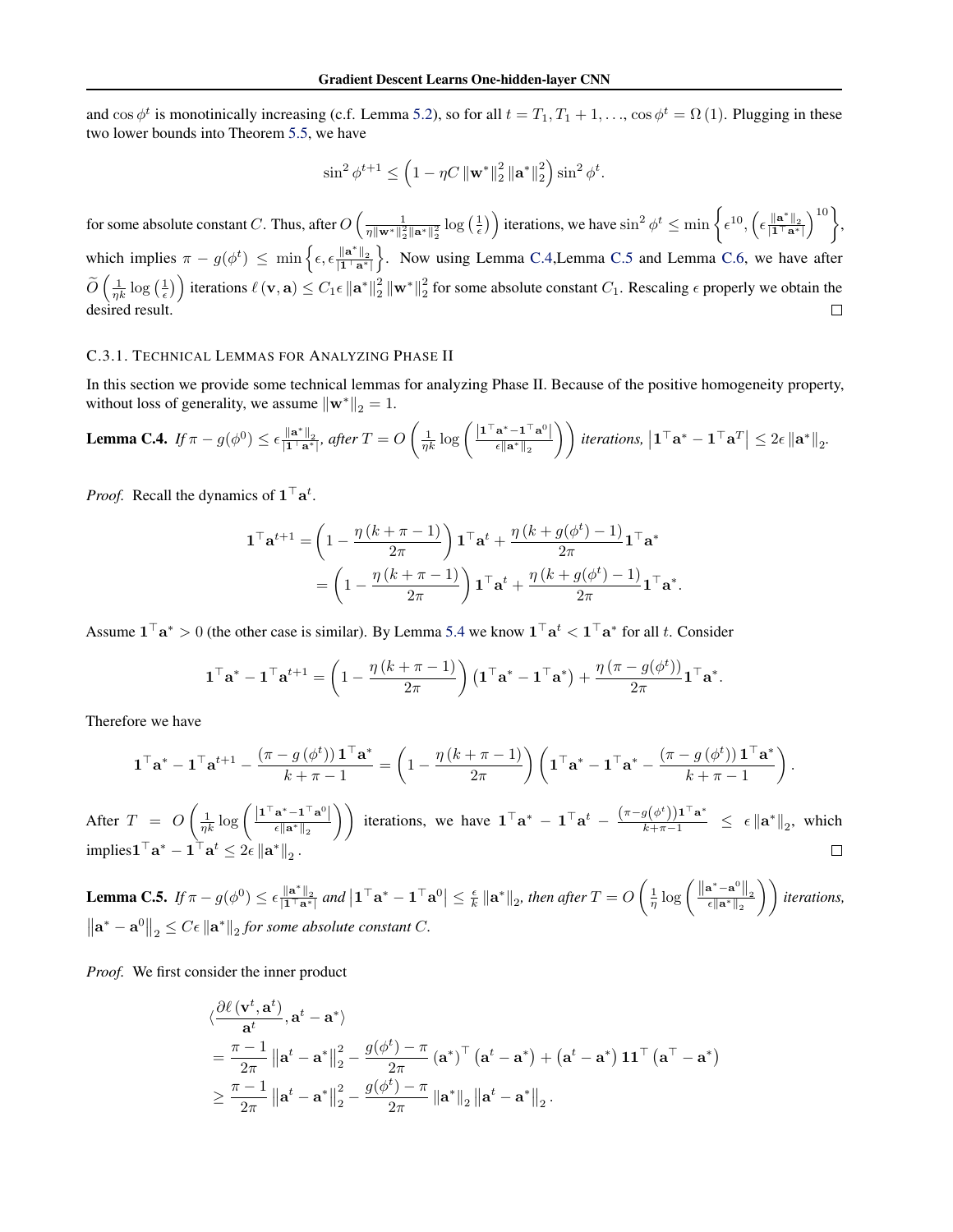and $\cos \phi^t$ is monotinically increasing (c.f. Lemma 5.2), so for all $t = T_1, T_1+1, \ldots$, $\cos\phi^t = \Omega(1)$. Plugging in these two lower bounds into Theorem 5.5, we have

$$\sin^2 \phi^{t+1} \leq \left(1 - \eta C \left\|\mathbf{w}^*\right\|_2^2 \left\|\mathbf{a}^*\right\|_2^2\right) \sin^2 \phi^t.$$

for some absolute constant $C$. Thus, after $O\left(\frac{1}{\eta \|\mathbf{w}^*\|_2^2 \|\mathbf{a}^*\|_2^2} \log\left(\frac{1}{\epsilon}\right)\right)$ iterations, we have $\sin^2\phi^t \leq \min\left\{\epsilon^{10}, \left(\epsilon \frac{\|\mathbf{a}^*\|_2}{|\mathbf{1}^\top \mathbf{a}^*|}\right)^{10}\right\}$, which implies $\pi - g(\phi^t) \leq \min\left\{\epsilon, \epsilon \frac{\|\mathbf{a}^*\|_2}{|\mathbf{1}^\top \mathbf{a}^*|}\right\}$. Now using Lemma C.4,Lemma C.5 and Lemma C.6, we have after $\widetilde{O}\left(\frac{1}{\eta k}\log\left(\frac{1}{\epsilon}\right)\right)$ iterations $\ell(\mathbf{v}, \mathbf{a}) \leq C_1 \epsilon \left\|\mathbf{a}^*\right\|_2^2 \left\|\mathbf{w}^*\right\|_2^2$ for some absolute constant $C_1$. Rescaling $\epsilon$ properly we obtain the desired result. □

### C.3.1. Technical Lemmas for Analyzing Phase II

In this section we provide some technical lemmas for analyzing Phase II. Because of the positive homogeneity property, without loss of generality, we assume $\left\|\mathbf{w}^*\right\|_2 = 1$.

**Lemma C.4.** *If $\pi - g(\phi^0) \leq \epsilon \frac{\|\mathbf{a}^*\|_2}{|\mathbf{1}^\top \mathbf{a}^*|}$, after $T = O\left(\frac{1}{\eta k}\log\left(\frac{|\mathbf{1}^\top\mathbf{a}^* - \mathbf{1}^\top \mathbf{a}^0|}{\epsilon\|\mathbf{a}^*\|_2}\right)\right)$ iterations, $\left|\mathbf{1}^\top \mathbf{a}^* - \mathbf{1}^\top \mathbf{a}^T\right| \leq 2\epsilon \left\|\mathbf{a}^*\right\|_2$.*

*Proof.* Recall the dynamics of $\mathbf{1}^\top \mathbf{a}^t$.

$$\begin{aligned}
\mathbf{1}^\top \mathbf{a}^{t+1} &= \left(1 - \frac{\eta(k+\pi-1)}{2\pi}\right)\mathbf{1}^\top\mathbf{a}^t + \frac{\eta\left(k + g(\phi^t) - 1\right)}{2\pi}\mathbf{1}^\top \mathbf{a}^* \\
&= \left(1 - \frac{\eta(k+\pi-1)}{2\pi}\right)\mathbf{1}^\top\mathbf{a}^t + \frac{\eta\left(k + g(\phi^t) - 1\right)}{2\pi}\mathbf{1}^\top \mathbf{a}^*.
\end{aligned}$$

Assume $\mathbf{1}^\top\mathbf{a}^* > 0$ (the other case is similar). By Lemma 5.4 we know $\mathbf{1}^\top\mathbf{a}^t < \mathbf{1}^\top\mathbf{a}^*$ for all $t$. Consider

$$\mathbf{1}^\top\mathbf{a}^* - \mathbf{1}^\top\mathbf{a}^{t+1} = \left(1 - \frac{\eta(k+\pi-1)}{2\pi}\right)\left(\mathbf{1}^\top\mathbf{a}^* - \mathbf{1}^\top\mathbf{a}^*\right) + \frac{\eta\left(\pi - g(\phi^t)\right)}{2\pi}\mathbf{1}^\top\mathbf{a}^*.$$

Therefore we have

$$\mathbf{1}^\top\mathbf{a}^* - \mathbf{1}^\top\mathbf{a}^{t+1} - \frac{\left(\pi - g\left(\phi^t\right)\right)\mathbf{1}^\top\mathbf{a}^*}{k+\pi-1} = \left(1 - \frac{\eta(k+\pi-1)}{2\pi}\right)\left(\mathbf{1}^\top\mathbf{a}^* - \mathbf{1}^\top\mathbf{a}^* - \frac{\left(\pi - g\left(\phi^t\right)\right)\mathbf{1}^\top\mathbf{a}^*}{k+\pi-1}\right).$$

After $T = O\left(\frac{1}{\eta k}\log\left(\frac{|\mathbf{1}^\top\mathbf{a}^* - \mathbf{1}^\top\mathbf{a}^0|}{\epsilon\|\mathbf{a}^*\|_2}\right)\right)$ iterations, we have $\mathbf{1}^\top\mathbf{a}^* - \mathbf{1}^\top\mathbf{a}^t - \frac{(\pi - g(\phi^t))\mathbf{1}^\top\mathbf{a}^*}{k+\pi-1} \leq \epsilon\left\|\mathbf{a}^*\right\|_2$, which implies$\mathbf{1}^\top\mathbf{a}^* - \mathbf{1}^\top\mathbf{a}^t \leq 2\epsilon\left\|\mathbf{a}^*\right\|_2$. □

**Lemma C.5.** *If $\pi - g(\phi^0) \leq \epsilon\frac{\|\mathbf{a}^*\|_2}{|\mathbf{1}^\top\mathbf{a}^*|}$ and $\left|\mathbf{1}^\top\mathbf{a}^* - \mathbf{1}^\top\mathbf{a}^0\right| \leq \frac{\epsilon}{k}\left\|\mathbf{a}^*\right\|_2$, then after $T = O\left(\frac{1}{\eta}\log\left(\frac{\|\mathbf{a}^* - \mathbf{a}^0\|_2}{\epsilon\|\mathbf{a}^*\|_2}\right)\right)$ iterations, $\left\|\mathbf{a}^* - \mathbf{a}^0\right\|_2 \leq C\epsilon\left\|\mathbf{a}^*\right\|_2$ for some absolute constant $C$.*

*Proof.* We first consider the inner product

$$\begin{aligned}
&\langle \frac{\partial \ell\left(\mathbf{v}^t, \mathbf{a}^t\right)}{\mathbf{a}^t}, \mathbf{a}^t - \mathbf{a}^*\rangle \\
&= \frac{\pi - 1}{2\pi}\left\|\mathbf{a}^t - \mathbf{a}^*\right\|_2^2 - \frac{g(\phi^t) - \pi}{2\pi}\left(\mathbf{a}^*\right)^\top\left(\mathbf{a}^t - \mathbf{a}^*\right) + \left(\mathbf{a}^t - \mathbf{a}^*\right)\mathbf{1}\mathbf{1}^\top\left(\mathbf{a}^\top - \mathbf{a}^*\right) \\
&\geq \frac{\pi - 1}{2\pi}\left\|\mathbf{a}^t - \mathbf{a}^*\right\|_2^2 - \frac{g(\phi^t) - \pi}{2\pi}\left\|\mathbf{a}^*\right\|_2\left\|\mathbf{a}^t - \mathbf{a}^*\right\|_2.
\end{aligned}$$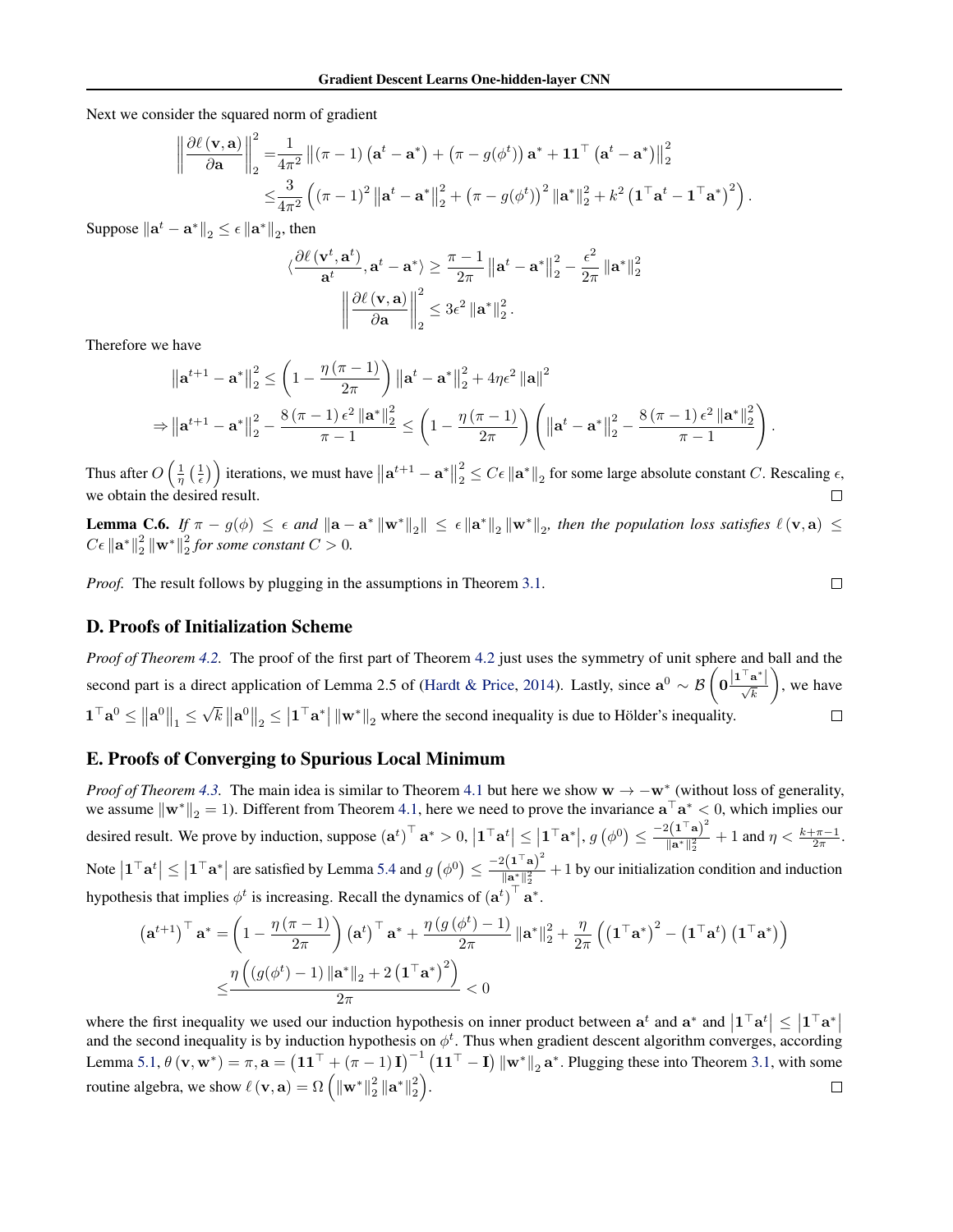Next we consider the squared norm of gradient

$$
\begin{aligned}
\left\|\frac{\partial \ell\left(\mathbf{v},\mathbf{a}\right)}{\partial \mathbf{a}}\right\|_2^2 =& \frac{1}{4\pi^2}\left\|\left(\pi-1\right)\left(\mathbf{a}^t-\mathbf{a}^*\right)+\left(\pi-g(\phi^t)\right)\mathbf{a}^*+\mathbf{1}\mathbf{1}^\top\left(\mathbf{a}^t-\mathbf{a}^*\right)\right\|_2^2 \\
\leq& \frac{3}{4\pi^2}\left(\left(\pi-1\right)^2\left\|\mathbf{a}^t-\mathbf{a}^*\right\|_2^2+\left(\pi-g(\phi^t)\right)^2\left\|\mathbf{a}^*\right\|_2^2+k^2\left(\mathbf{1}^\top\mathbf{a}^t-\mathbf{1}^\top\mathbf{a}^*\right)^2\right).
\end{aligned}
$$

Suppose $\left\|\mathbf{a}^t-\mathbf{a}^*\right\|_2 \leq \epsilon\left\|\mathbf{a}^*\right\|_2$, then

$$
\begin{aligned}
\langle \frac{\partial \ell\left(\mathbf{v}^t,\mathbf{a}^t\right)}{\mathbf{a}^t}, \mathbf{a}^t-\mathbf{a}^* \rangle \geq \frac{\pi-1}{2\pi}\left\|\mathbf{a}^t-\mathbf{a}^*\right\|_2^2 - \frac{\epsilon^2}{2\pi}\left\|\mathbf{a}^*\right\|_2^2 \\
\left\|\frac{\partial \ell\left(\mathbf{v},\mathbf{a}\right)}{\partial \mathbf{a}}\right\|_2^2 \leq 3\epsilon^2\left\|\mathbf{a}^*\right\|_2^2.
\end{aligned}
$$

Therefore we have

$$
\begin{aligned}
&\left\|\mathbf{a}^{t+1}-\mathbf{a}^*\right\|_2^2 \leq \left(1-\frac{\eta\left(\pi-1\right)}{2\pi}\right)\left\|\mathbf{a}^t-\mathbf{a}^*\right\|_2^2+4\eta\epsilon^2\left\|\mathbf{a}\right\|^2 \\
\Rightarrow &\left\|\mathbf{a}^{t+1}-\mathbf{a}^*\right\|_2^2-\frac{8\left(\pi-1\right)\epsilon^2\left\|\mathbf{a}^*\right\|_2^2}{\pi-1} \leq \left(1-\frac{\eta\left(\pi-1\right)}{2\pi}\right)\left(\left\|\mathbf{a}^t-\mathbf{a}^*\right\|_2^2-\frac{8\left(\pi-1\right)\epsilon^2\left\|\mathbf{a}^*\right\|_2^2}{\pi-1}\right).
\end{aligned}
$$

Thus after $O\left(\frac{1}{\eta}\left(\frac{1}{\epsilon}\right)\right)$ iterations, we must have $\left\|\mathbf{a}^{t+1}-\mathbf{a}^*\right\|_2^2 \leq C\epsilon\left\|\mathbf{a}^*\right\|_2$ for some large absolute constant $C$. Rescaling $\epsilon$, we obtain the desired result. □

**Lemma C.6.** *If $\pi - g(\phi) \leq \epsilon$ and $\left\|\mathbf{a}-\mathbf{a}^*\left\|\mathbf{w}^*\right\|_2\right\| \leq \epsilon\left\|\mathbf{a}^*\right\|_2\left\|\mathbf{w}^*\right\|_2$, then the population loss satisfies $\ell\left(\mathbf{v},\mathbf{a}\right) \leq C\epsilon\left\|\mathbf{a}^*\right\|_2^2\left\|\mathbf{w}^*\right\|_2^2$ for some constant $C>0$.*

*Proof.* The result follows by plugging in the assumptions in Theorem 3.1. □

## D. Proofs of Initialization Scheme

*Proof of Theorem 4.2.* The proof of the first part of Theorem 4.2 just uses the symmetry of unit sphere and ball and the second part is a direct application of Lemma 2.5 of (Hardt & Price, 2014). Lastly, since $\mathbf{a}^0 \sim \mathcal{B}\left(\mathbf{0}\frac{\left|\mathbf{1}^\top\mathbf{a}^*\right|}{\sqrt{k}}\right)$, we have $\mathbf{1}^\top\mathbf{a}^0 \leq \left\|\mathbf{a}^0\right\|_1 \leq \sqrt{k}\left\|\mathbf{a}^0\right\|_2 \leq \left|\mathbf{1}^\top\mathbf{a}^*\right|\left\|\mathbf{w}^*\right\|_2$ where the second inequality is due to Hölder's inequality. □

## E. Proofs of Converging to Spurious Local Minimum

*Proof of Theorem 4.3.* The main idea is similar to Theorem 4.1 but here we show $\mathbf{w} \rightarrow -\mathbf{w}^*$ (without loss of generality, we assume $\left\|\mathbf{w}^*\right\|_2 = 1$). Different from Theorem 4.1, here we need to prove the invariance $\mathbf{a}^\top\mathbf{a}^* < 0$, which implies our desired result. We prove by induction, suppose $\left(\mathbf{a}^t\right)^\top\mathbf{a}^* > 0$, $\left|\mathbf{1}^\top\mathbf{a}^t\right| \leq \left|\mathbf{1}^\top\mathbf{a}^*\right|$, $g\left(\phi^0\right) \leq \frac{-2\left(\mathbf{1}^\top\mathbf{a}\right)^2}{\left\|\mathbf{a}^*\right\|_2^2}+1$ and $\eta < \frac{k+\pi-1}{2\pi}$. Note $\left|\mathbf{1}^\top\mathbf{a}^t\right| \leq \left|\mathbf{1}^\top\mathbf{a}^*\right|$ are satisfied by Lemma 5.4 and $g\left(\phi^0\right) \leq \frac{-2\left(\mathbf{1}^\top\mathbf{a}\right)^2}{\left\|\mathbf{a}^*\right\|_2^2}+1$ by our initialization condition and induction hypothesis that implies $\phi^t$ is increasing. Recall the dynamics of $\left(\mathbf{a}^t\right)^\top\mathbf{a}^*$.

$$
\begin{aligned}
\left(\mathbf{a}^{t+1}\right)^\top\mathbf{a}^* =& \left(1-\frac{\eta\left(\pi-1\right)}{2\pi}\right)\left(\mathbf{a}^t\right)^\top\mathbf{a}^*+\frac{\eta\left(g\left(\phi^t\right)-1\right)}{2\pi}\left\|\mathbf{a}^*\right\|_2^2+\frac{\eta}{2\pi}\left(\left(\mathbf{1}^\top\mathbf{a}^*\right)^2-\left(\mathbf{1}^\top\mathbf{a}^t\right)\left(\mathbf{1}^\top\mathbf{a}^*\right)\right) \\
\leq& \frac{\eta\left(\left(g(\phi^t)-1\right)\left\|\mathbf{a}^*\right\|_2+2\left(\mathbf{1}^\top\mathbf{a}^*\right)^2\right)}{2\pi} < 0
\end{aligned}
$$

where the first inequality we used our induction hypothesis on inner product between $\mathbf{a}^t$ and $\mathbf{a}^*$ and $\left|\mathbf{1}^\top\mathbf{a}^t\right| \leq \left|\mathbf{1}^\top\mathbf{a}^*\right|$ and the second inequality is by induction hypothesis on $\phi^t$. Thus when gradient descent algorithm converges, according Lemma 5.1, $\theta\left(\mathbf{v},\mathbf{w}^*\right) = \pi, \mathbf{a} = \left(\mathbf{1}\mathbf{1}^\top+\left(\pi-1\right)\mathbf{I}\right)^{-1}\left(\mathbf{1}\mathbf{1}^\top-\mathbf{I}\right)\left\|\mathbf{w}^*\right\|_2\mathbf{a}^*$. Plugging these into Theorem 3.1, with some routine algebra, we show $\ell\left(\mathbf{v},\mathbf{a}\right) = \Omega\left(\left\|\mathbf{w}^*\right\|_2^2\left\|\mathbf{a}^*\right\|_2^2\right)$. □